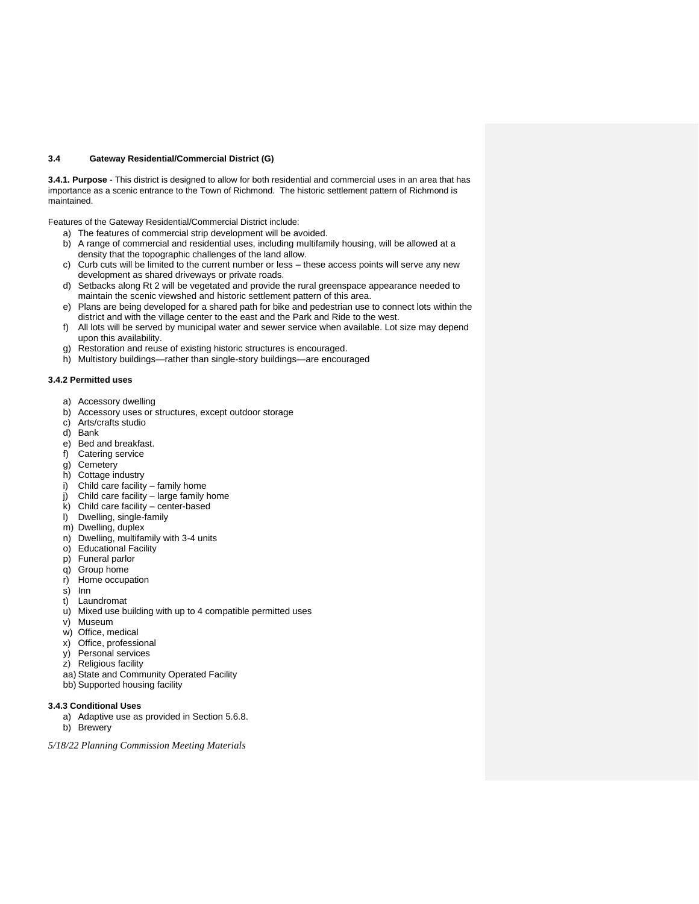### 3.4 Gateway Residential/Commercial District (G)

**3.4.1. Purpose** - This district is designed to allow for both residential and commercial uses in an area that has importance as a scenic entrance to the Town of Richmond. The historic settlement pattern of Richmond is maintained.

Features of the Gateway Residential/Commercial District include:

a) The features of commercial strip development will be avoided.
b) A range of commercial and residential uses, including multifamily housing, will be allowed at a density that the topographic challenges of the land allow.
c) Curb cuts will be limited to the current number or less – these access points will serve any new development as shared driveways or private roads.
d) Setbacks along Rt 2 will be vegetated and provide the rural greenspace appearance needed to maintain the scenic viewshed and historic settlement pattern of this area.
e) Plans are being developed for a shared path for bike and pedestrian use to connect lots within the district and with the village center to the east and the Park and Ride to the west.
f) All lots will be served by municipal water and sewer service when available. Lot size may depend upon this availability.
g) Restoration and reuse of existing historic structures is encouraged.
h) Multistory buildings—rather than single-story buildings—are encouraged

**3.4.2 Permitted uses**

a) Accessory dwelling
b) Accessory uses or structures, except outdoor storage
c) Arts/crafts studio
d) Bank
e) Bed and breakfast.
f) Catering service
g) Cemetery
h) Cottage industry
i) Child care facility – family home
j) Child care facility – large family home
k) Child care facility – center-based
l) Dwelling, single-family
m) Dwelling, duplex
n) Dwelling, multifamily with 3-4 units
o) Educational Facility
p) Funeral parlor
q) Group home
r) Home occupation
s) Inn
t) Laundromat
u) Mixed use building with up to 4 compatible permitted uses
v) Museum
w) Office, medical
x) Office, professional
y) Personal services
z) Religious facility
aa) State and Community Operated Facility
bb) Supported housing facility

**3.4.3 Conditional Uses**

a) Adaptive use as provided in Section 5.6.8.
b) Brewery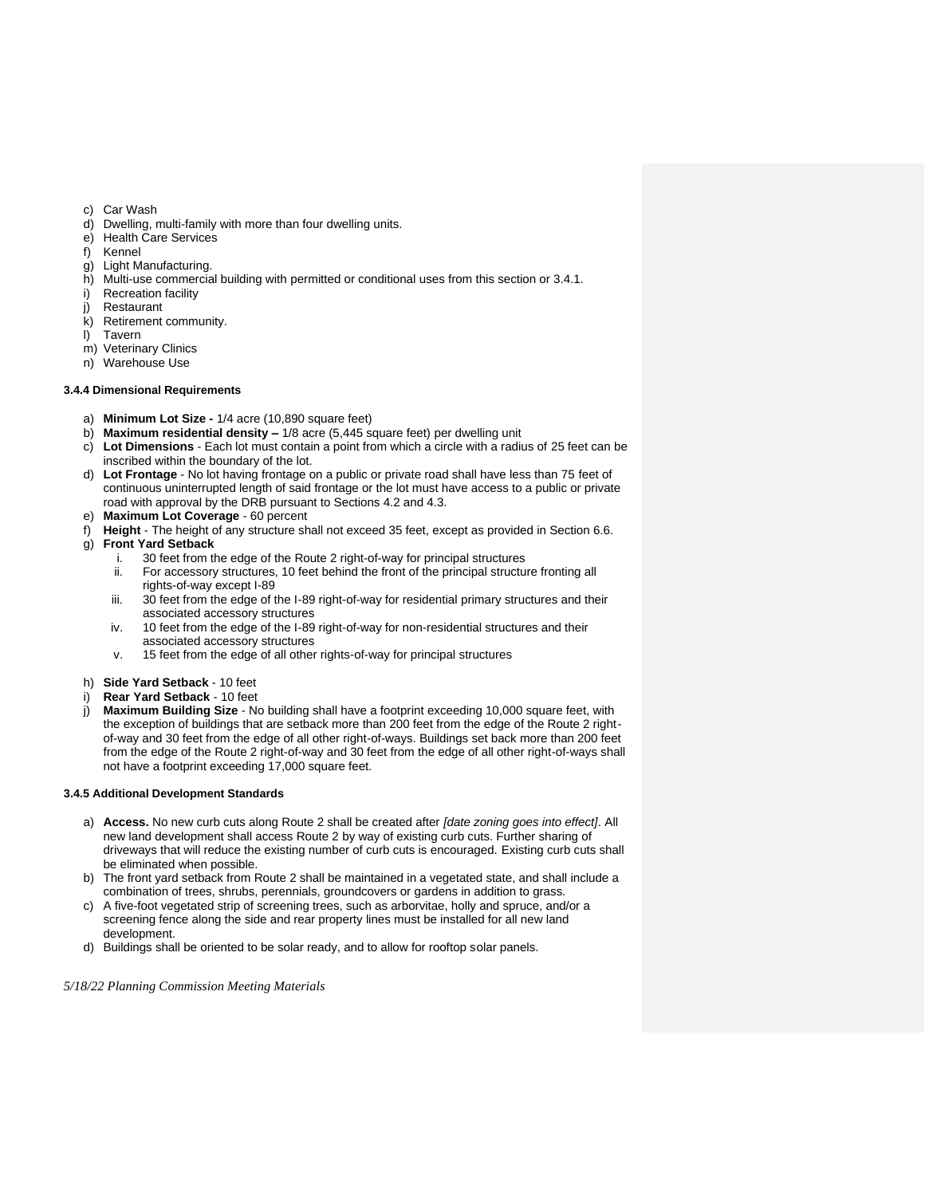c) Car Wash
d) Dwelling, multi-family with more than four dwelling units.
e) Health Care Services
f) Kennel
g) Light Manufacturing.
h) Multi-use commercial building with permitted or conditional uses from this section or 3.4.1.
i) Recreation facility
j) Restaurant
k) Retirement community.
l) Tavern
m) Veterinary Clinics
n) Warehouse Use

#### 3.4.4 Dimensional Requirements

a) **Minimum Lot Size -** 1/4 acre (10,890 square feet)
b) **Maximum residential density –** 1/8 acre (5,445 square feet) per dwelling unit
c) **Lot Dimensions** - Each lot must contain a point from which a circle with a radius of 25 feet can be inscribed within the boundary of the lot.
d) **Lot Frontage** - No lot having frontage on a public or private road shall have less than 75 feet of continuous uninterrupted length of said frontage or the lot must have access to a public or private road with approval by the DRB pursuant to Sections 4.2 and 4.3.
e) **Maximum Lot Coverage** - 60 percent
f) **Height** - The height of any structure shall not exceed 35 feet, except as provided in Section 6.6.
g) **Front Yard Setback**
   i. 30 feet from the edge of the Route 2 right-of-way for principal structures
   ii. For accessory structures, 10 feet behind the front of the principal structure fronting all rights-of-way except I-89
   iii. 30 feet from the edge of the I-89 right-of-way for residential primary structures and their associated accessory structures
   iv. 10 feet from the edge of the I-89 right-of-way for non-residential structures and their associated accessory structures
   v. 15 feet from the edge of all other rights-of-way for principal structures

h) **Side Yard Setback** - 10 feet
i) **Rear Yard Setback** - 10 feet
j) **Maximum Building Size** - No building shall have a footprint exceeding 10,000 square feet, with the exception of buildings that are setback more than 200 feet from the edge of the Route 2 right-of-way and 30 feet from the edge of all other right-of-ways. Buildings set back more than 200 feet from the edge of the Route 2 right-of-way and 30 feet from the edge of all other right-of-ways shall not have a footprint exceeding 17,000 square feet.

#### 3.4.5 Additional Development Standards

a) **Access.** No new curb cuts along Route 2 shall be created after *[date zoning goes into effect]*. All new land development shall access Route 2 by way of existing curb cuts. Further sharing of driveways that will reduce the existing number of curb cuts is encouraged. Existing curb cuts shall be eliminated when possible.
b) The front yard setback from Route 2 shall be maintained in a vegetated state, and shall include a combination of trees, shrubs, perennials, groundcovers or gardens in addition to grass.
c) A five-foot vegetated strip of screening trees, such as arborvitae, holly and spruce, and/or a screening fence along the side and rear property lines must be installed for all new land development.
d) Buildings shall be oriented to be solar ready, and to allow for rooftop solar panels.

*5/18/22 Planning Commission Meeting Materials*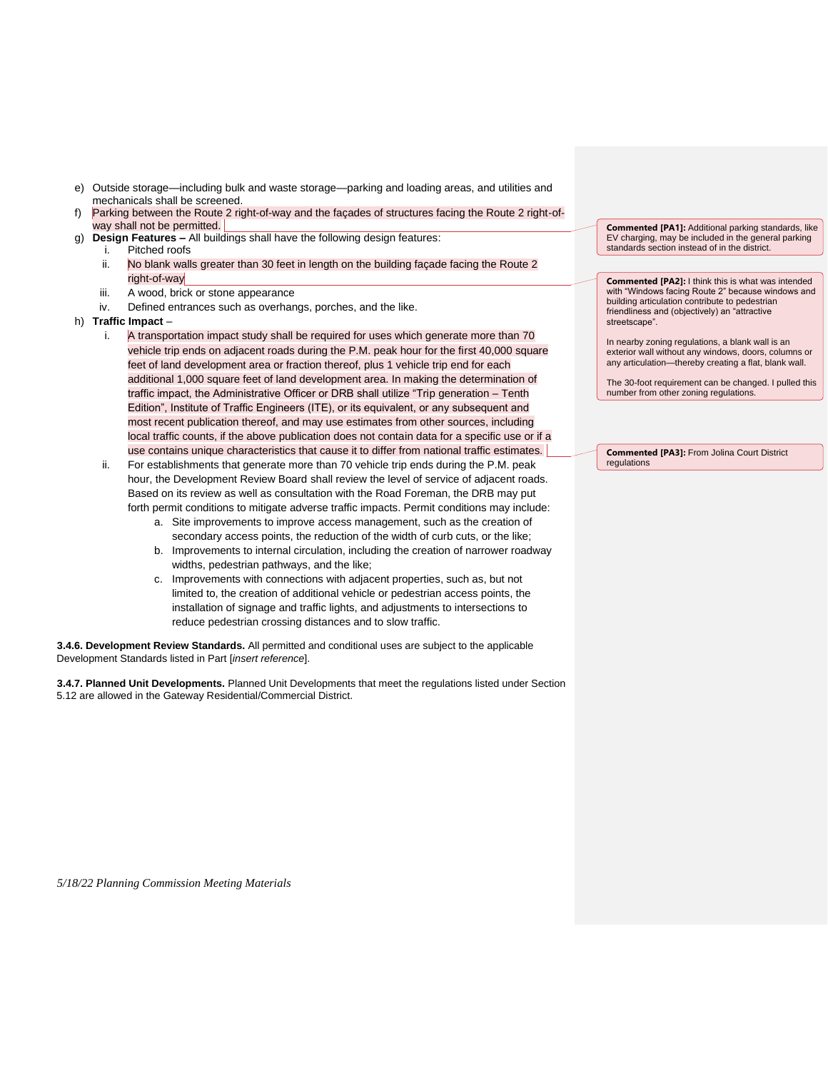e) Outside storage—including bulk and waste storage—parking and loading areas, and utilities and mechanicals shall be screened.

f) Parking between the Route 2 right-of-way and the façades of structures facing the Route 2 right-of-way shall not be permitted.

g) **Design Features –** All buildings shall have the following design features:
   - i. Pitched roofs
   - ii. No blank walls greater than 30 feet in length on the building façade facing the Route 2 right-of-way
   - iii. A wood, brick or stone appearance
   - iv. Defined entrances such as overhangs, porches, and the like.

h) **Traffic Impact** –
   - i. A transportation impact study shall be required for uses which generate more than 70 vehicle trip ends on adjacent roads during the P.M. peak hour for the first 40,000 square feet of land development area or fraction thereof, plus 1 vehicle trip end for each additional 1,000 square feet of land development area. In making the determination of traffic impact, the Administrative Officer or DRB shall utilize "Trip generation – Tenth Edition", Institute of Traffic Engineers (ITE), or its equivalent, or any subsequent and most recent publication thereof, and may use estimates from other sources, including local traffic counts, if the above publication does not contain data for a specific use or if a use contains unique characteristics that cause it to differ from national traffic estimates.
   - ii. For establishments that generate more than 70 vehicle trip ends during the P.M. peak hour, the Development Review Board shall review the level of service of adjacent roads. Based on its review as well as consultation with the Road Foreman, the DRB may put forth permit conditions to mitigate adverse traffic impacts. Permit conditions may include:
     - a. Site improvements to improve access management, such as the creation of secondary access points, the reduction of the width of curb cuts, or the like;
     - b. Improvements to internal circulation, including the creation of narrower roadway widths, pedestrian pathways, and the like;
     - c. Improvements with connections with adjacent properties, such as, but not limited to, the creation of additional vehicle or pedestrian access points, the installation of signage and traffic lights, and adjustments to intersections to reduce pedestrian crossing distances and to slow traffic.

**3.4.6. Development Review Standards.** All permitted and conditional uses are subject to the applicable Development Standards listed in Part [*insert reference*].

**3.4.7. Planned Unit Developments.** Planned Unit Developments that meet the regulations listed under Section 5.12 are allowed in the Gateway Residential/Commercial District.

*5/18/22 Planning Commission Meeting Materials*

**Commented [PA1]:** Additional parking standards, like EV charging, may be included in the general parking standards section instead of in the district.

**Commented [PA2]:** I think this is what was intended with "Windows facing Route 2" because windows and building articulation contribute to pedestrian friendliness and (objectively) an "attractive streetscape".

In nearby zoning regulations, a blank wall is an exterior wall without any windows, doors, columns or any articulation—thereby creating a flat, blank wall.

The 30-foot requirement can be changed. I pulled this number from other zoning regulations.

**Commented [PA3]:** From Jolina Court District regulations